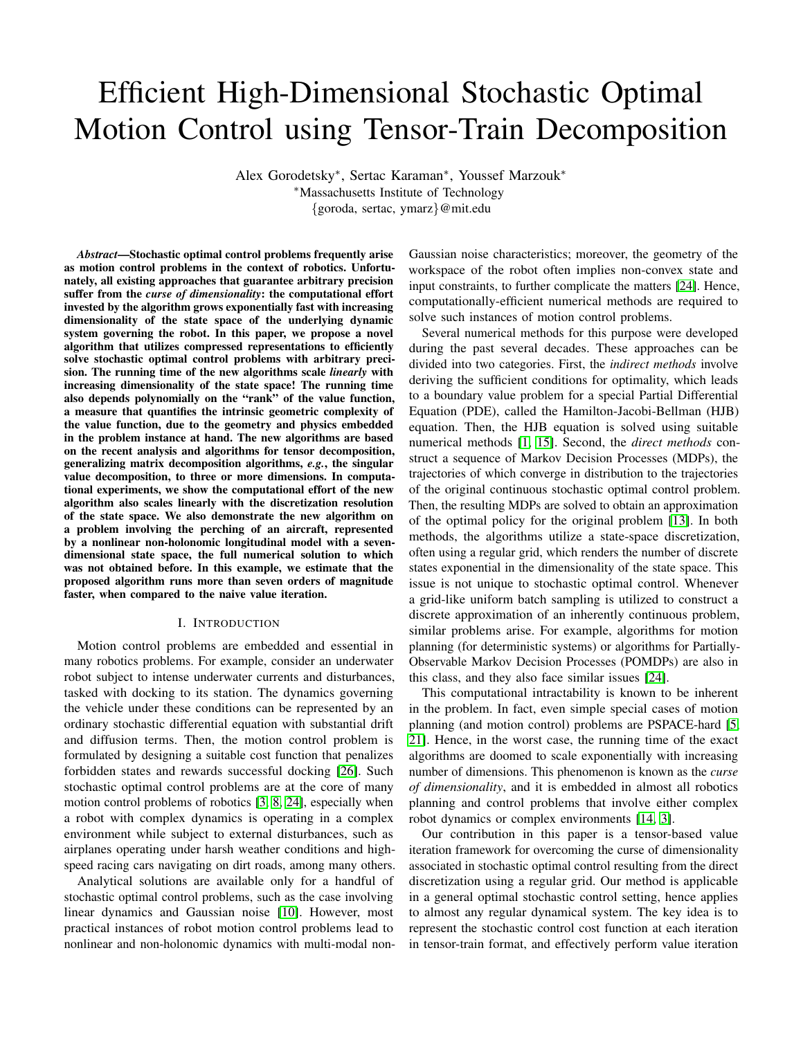# Efficient High-Dimensional Stochastic Optimal Motion Control using Tensor-Train Decomposition

Alex Gorodetsky*, Sertac Karaman*, Youssef Marzouk*
*Massachusetts Institute of Technology
{goroda, sertac, ymarz}@mit.edu

***Abstract*—Stochastic optimal control problems frequently arise as motion control problems in the context of robotics. Unfortunately, all existing approaches that guarantee arbitrary precision suffer from the *curse of dimensionality*: the computational effort invested by the algorithm grows exponentially fast with increasing dimensionality of the state space of the underlying dynamic system governing the robot. In this paper, we propose a novel algorithm that utilizes compressed representations to efficiently solve stochastic optimal control problems with arbitrary precision. The running time of the new algorithms scale *linearly* with increasing dimensionality of the state space! The running time also depends polynomially on the "rank" of the value function, a measure that quantifies the intrinsic geometric complexity of the value function, due to the geometry and physics embedded in the problem instance at hand. The new algorithms are based on the recent analysis and algorithms for tensor decomposition, generalizing matrix decomposition algorithms, *e.g.*, the singular value decomposition, to three or more dimensions. In computational experiments, we show the computational effort of the new algorithm also scales linearly with the discretization resolution of the state space. We also demonstrate the new algorithm on a problem involving the perching of an aircraft, represented by a nonlinear non-holonomic longitudinal model with a seven-dimensional state space, the full numerical solution to which was not obtained before. In this example, we estimate that the proposed algorithm runs more than seven orders of magnitude faster, when compared to the naive value iteration.**

## I. Introduction

Motion control problems are embedded and essential in many robotics problems. For example, consider an underwater robot subject to intense underwater currents and disturbances, tasked with docking to its station. The dynamics governing the vehicle under these conditions can be represented by an ordinary stochastic differential equation with substantial drift and diffusion terms. Then, the motion control problem is formulated by designing a suitable cost function that penalizes forbidden states and rewards successful docking [26]. Such stochastic optimal control problems are at the core of many motion control problems of robotics [3, 8, 24], especially when a robot with complex dynamics is operating in a complex environment while subject to external disturbances, such as airplanes operating under harsh weather conditions and high-speed racing cars navigating on dirt roads, among many others.

Analytical solutions are available only for a handful of stochastic optimal control problems, such as the case involving linear dynamics and Gaussian noise [10]. However, most practical instances of robot motion control problems lead to nonlinear and non-holonomic dynamics with multi-modal non-Gaussian noise characteristics; moreover, the geometry of the workspace of the robot often implies non-convex state and input constraints, to further complicate the matters [24]. Hence, computationally-efficient numerical methods are required to solve such instances of motion control problems.

Several numerical methods for this purpose were developed during the past several decades. These approaches can be divided into two categories. First, the *indirect methods* involve deriving the sufficient conditions for optimality, which leads to a boundary value problem for a special Partial Differential Equation (PDE), called the Hamilton-Jacobi-Bellman (HJB) equation. Then, the HJB equation is solved using suitable numerical methods [1, 15]. Second, the *direct methods* construct a sequence of Markov Decision Processes (MDPs), the trajectories of which converge in distribution to the trajectories of the original continuous stochastic optimal control problem. Then, the resulting MDPs are solved to obtain an approximation of the optimal policy for the original problem [13]. In both methods, the algorithms utilize a state-space discretization, often using a regular grid, which renders the number of discrete states exponential in the dimensionality of the state space. This issue is not unique to stochastic optimal control. Whenever a grid-like uniform batch sampling is utilized to construct a discrete approximation of an inherently continuous problem, similar problems arise. For example, algorithms for motion planning (for deterministic systems) or algorithms for Partially-Observable Markov Decision Processes (POMDPs) are also in this class, and they also face similar issues [24].

This computational intractability is known to be inherent in the problem. In fact, even simple special cases of motion planning (and motion control) problems are PSPACE-hard [5, 21]. Hence, in the worst case, the running time of the exact algorithms are doomed to scale exponentially with increasing number of dimensions. This phenomenon is known as the *curse of dimensionality*, and it is embedded in almost all robotics planning and control problems that involve either complex robot dynamics or complex environments [14, 3].

Our contribution in this paper is a tensor-based value iteration framework for overcoming the curse of dimensionality associated in stochastic optimal control resulting from the direct discretization using a regular grid. Our method is applicable in a general optimal stochastic control setting, hence applies to almost any regular dynamical system. The key idea is to represent the stochastic control cost function at each iteration in tensor-train format, and effectively perform value iteration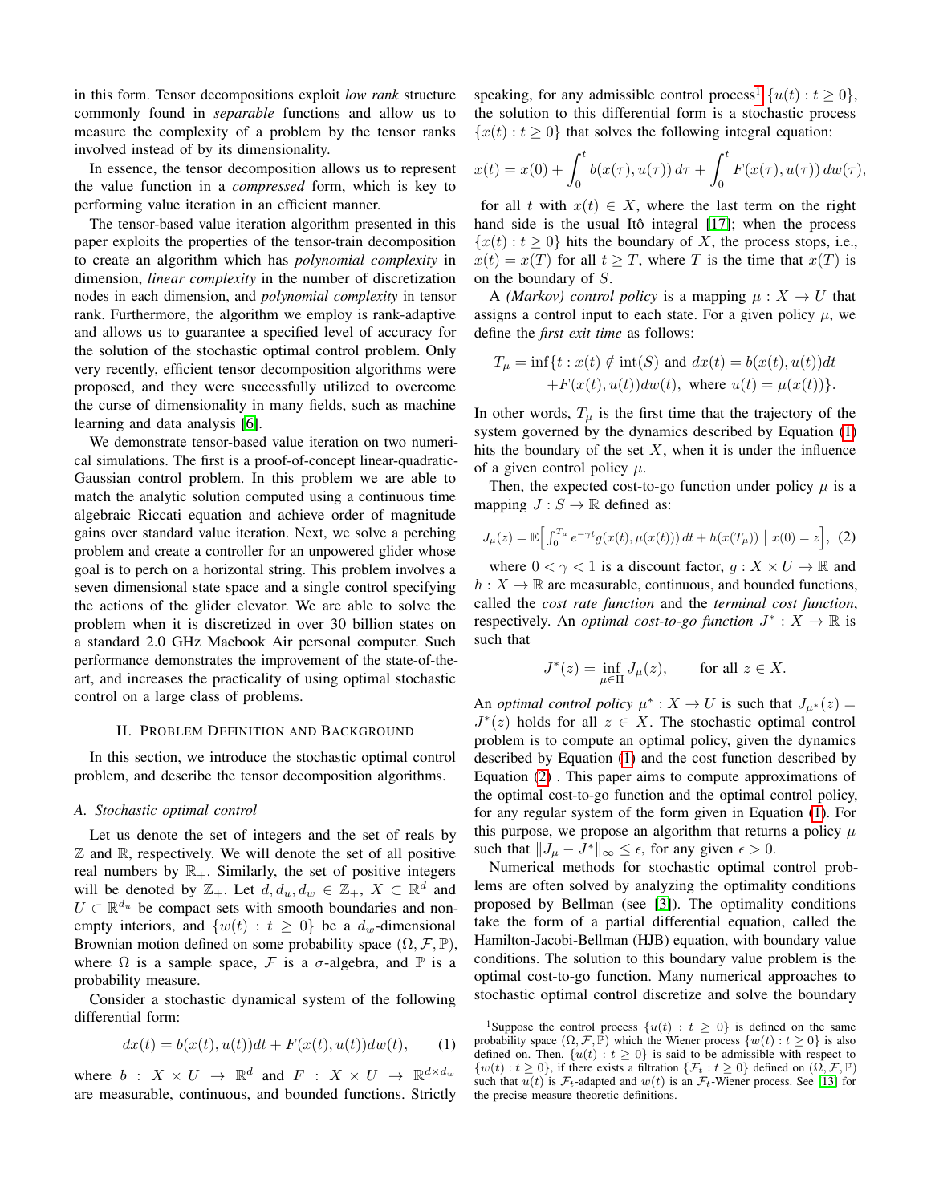in this form. Tensor decompositions exploit *low rank* structure commonly found in *separable* functions and allow us to measure the complexity of a problem by the tensor ranks involved instead of by its dimensionality.

In essence, the tensor decomposition allows us to represent the value function in a *compressed* form, which is key to performing value iteration in an efficient manner.

The tensor-based value iteration algorithm presented in this paper exploits the properties of the tensor-train decomposition to create an algorithm which has *polynomial complexity* in dimension, *linear complexity* in the number of discretization nodes in each dimension, and *polynomial complexity* in tensor rank. Furthermore, the algorithm we employ is rank-adaptive and allows us to guarantee a specified level of accuracy for the solution of the stochastic optimal control problem. Only very recently, efficient tensor decomposition algorithms were proposed, and they were successfully utilized to overcome the curse of dimensionality in many fields, such as machine learning and data analysis [6].

We demonstrate tensor-based value iteration on two numerical simulations. The first is a proof-of-concept linear-quadratic-Gaussian control problem. In this problem we are able to match the analytic solution computed using a continuous time algebraic Riccati equation and achieve order of magnitude gains over standard value iteration. Next, we solve a perching problem and create a controller for an unpowered glider whose goal is to perch on a horizontal string. This problem involves a seven dimensional state space and a single control specifying the actions of the glider elevator. We are able to solve the problem when it is discretized in over 30 billion states on a standard 2.0 GHz Macbook Air personal computer. Such performance demonstrates the improvement of the state-of-the-art, and increases the practicality of using optimal stochastic control on a large class of problems.

## II. Problem Definition and Background

In this section, we introduce the stochastic optimal control problem, and describe the tensor decomposition algorithms.

### A. Stochastic optimal control

Let us denote the set of integers and the set of reals by $\mathbb{Z}$ and $\mathbb{R}$, respectively. We will denote the set of all positive real numbers by $\mathbb{R}_+$. Similarly, the set of positive integers will be denoted by $\mathbb{Z}_+$. Let $d, d_u, d_w \in \mathbb{Z}_+$, $X \subset \mathbb{R}^d$ and $U \subset \mathbb{R}^{d_u}$ be compact sets with smooth boundaries and non-empty interiors, and $\{w(t) : t \geq 0\}$ be a $d_w$-dimensional Brownian motion defined on some probability space $(\Omega, \mathcal{F}, \mathbb{P})$, where $\Omega$ is a sample space, $\mathcal{F}$ is a $\sigma$-algebra, and $\mathbb{P}$ is a probability measure.

Consider a stochastic dynamical system of the following differential form:

$$dx(t) = b(x(t), u(t))dt + F(x(t), u(t))dw(t), \qquad (1)$$

where $b : X \times U \to \mathbb{R}^d$ and $F : X \times U \to \mathbb{R}^{d \times d_w}$ are measurable, continuous, and bounded functions. Strictly speaking, for any admissible control process[1] $\{u(t) : t \geq 0\}$, the solution to this differential form is a stochastic process $\{x(t) : t \geq 0\}$ that solves the following integral equation:

$$x(t) = x(0) + \int_0^t b(x(\tau), u(\tau))\, d\tau + \int_0^t F(x(\tau), u(\tau))\, dw(\tau),$$

for all $t$ with $x(t) \in X$, where the last term on the right hand side is the usual Itô integral [17]; when the process $\{x(t) : t \geq 0\}$ hits the boundary of $X$, the process stops, i.e., $x(t) = x(T)$ for all $t \geq T$, where $T$ is the time that $x(T)$ is on the boundary of $S$.

A *(Markov) control policy* is a mapping $\mu : X \to U$ that assigns a control input to each state. For a given policy $\mu$, we define the *first exit time* as follows:

$$T_\mu = \inf\{t : x(t) \notin \text{int}(S) \text{ and } dx(t) = b(x(t), u(t))dt \\ + F(x(t), u(t))dw(t), \text{ where } u(t) = \mu(x(t))\}.$$

In other words, $T_\mu$ is the first time that the trajectory of the system governed by the dynamics described by Equation (1) hits the boundary of the set $X$, when it is under the influence of a given control policy $\mu$.

Then, the expected cost-to-go function under policy $\mu$ is a mapping $J : S \to \mathbb{R}$ defined as:

$$J_\mu(z) = \mathbb{E}\Big[\int_0^{T_\mu} e^{-\gamma t} g(x(t), \mu(x(t)))\, dt + h(x(T_\mu)) \mid x(0) = z\Big], \quad (2)$$

where $0 < \gamma < 1$ is a discount factor, $g : X \times U \to \mathbb{R}$ and $h : X \to \mathbb{R}$ are measurable, continuous, and bounded functions, called the *cost rate function* and the *terminal cost function*, respectively. An *optimal cost-to-go function* $J^* : X \to \mathbb{R}$ is such that

$$J^*(z) = \inf_{\mu \in \Pi} J_\mu(z), \qquad \text{for all } z \in X.$$

An *optimal control policy* $\mu^* : X \to U$ is such that $J_{\mu^*}(z) = J^*(z)$ holds for all $z \in X$. The stochastic optimal control problem is to compute an optimal policy, given the dynamics described by Equation (1) and the cost function described by Equation (2) . This paper aims to compute approximations of the optimal cost-to-go function and the optimal control policy, for any regular system of the form given in Equation (1). For this purpose, we propose an algorithm that returns a policy $\mu$ such that $\|J_\mu - J^*\|_\infty \leq \epsilon$, for any given $\epsilon > 0$.

Numerical methods for stochastic optimal control problems are often solved by analyzing the optimality conditions proposed by Bellman (see [3]). The optimality conditions take the form of a partial differential equation, called the Hamilton-Jacobi-Bellman (HJB) equation, with boundary value conditions. The solution to this boundary value problem is the optimal cost-to-go function. Many numerical approaches to stochastic optimal control discretize and solve the boundary

[1] Suppose the control process $\{u(t) : t \geq 0\}$ is defined on the same probability space $(\Omega, \mathcal{F}, \mathbb{P})$ which the Wiener process $\{w(t) : t \geq 0\}$ is also defined on. Then, $\{u(t) : t \geq 0\}$ is said to be admissible with respect to $\{w(t) : t \geq 0\}$, if there exists a filtration $\{\mathcal{F}_t : t \geq 0\}$ defined on $(\Omega, \mathcal{F}, \mathbb{P})$ such that $u(t)$ is $\mathcal{F}_t$-adapted and $w(t)$ is an $\mathcal{F}_t$-Wiener process. See [13] for the precise measure theoretic definitions.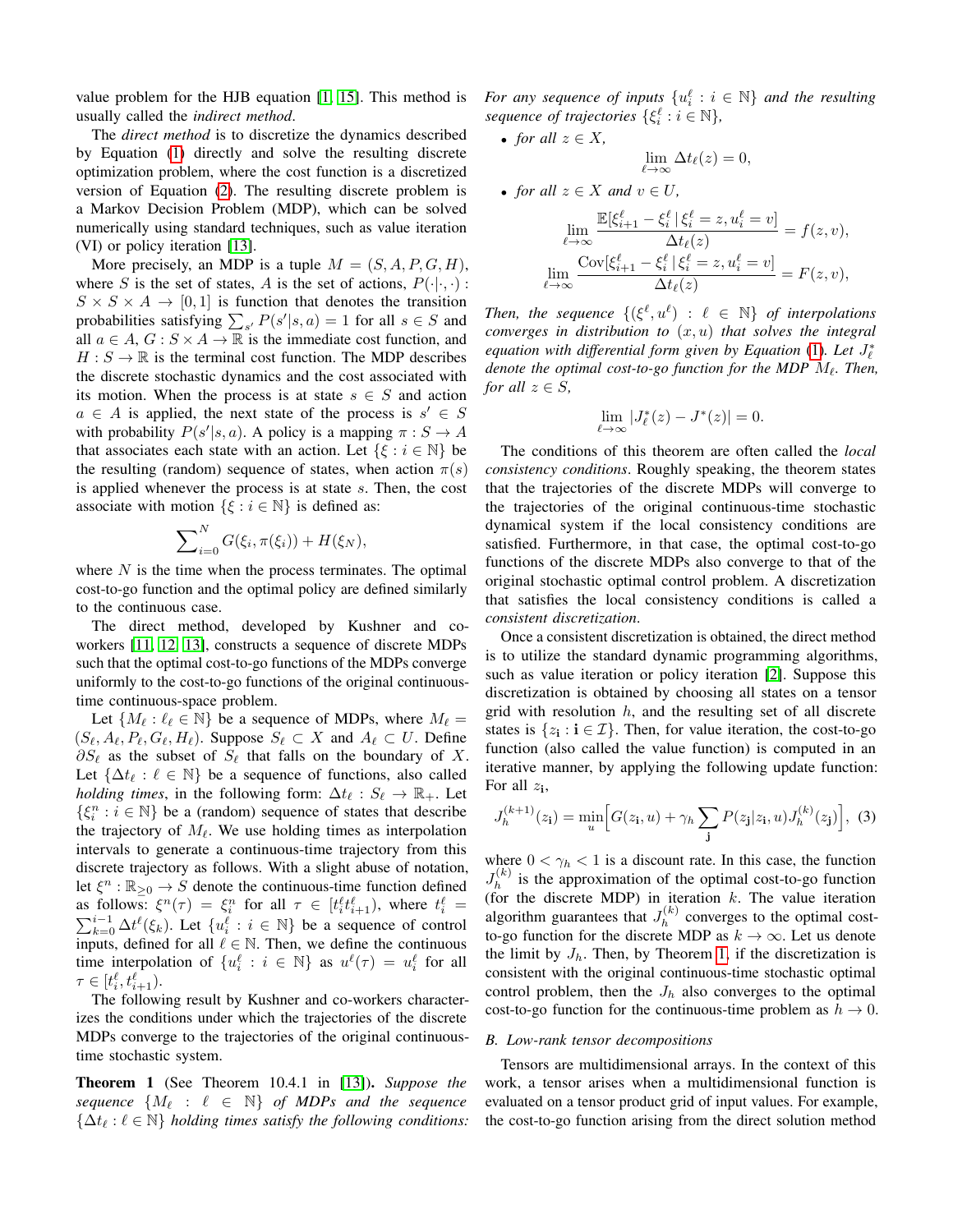value problem for the HJB equation [1, 15]. This method is usually called the *indirect method*.

The *direct method* is to discretize the dynamics described by Equation (1) directly and solve the resulting discrete optimization problem, where the cost function is a discretized version of Equation (2). The resulting discrete problem is a Markov Decision Problem (MDP), which can be solved numerically using standard techniques, such as value iteration (VI) or policy iteration [13].

More precisely, an MDP is a tuple $M = (S, A, P, G, H)$, where $S$ is the set of states, $A$ is the set of actions, $P(\cdot|\cdot,\cdot) : S \times S \times A \to [0,1]$ is function that denotes the transition probabilities satisfying $\sum_{s'} P(s'|s,a) = 1$ for all $s \in S$ and all $a \in A$, $G : S \times A \to \mathbb{R}$ is the immediate cost function, and $H : S \to \mathbb{R}$ is the terminal cost function. The MDP describes the discrete stochastic dynamics and the cost associated with its motion. When the process is at state $s \in S$ and action $a \in A$ is applied, the next state of the process is $s' \in S$ with probability $P(s'|s,a)$. A policy is a mapping $\pi : S \to A$ that associates each state with an action. Let $\{\xi : i \in \mathbb{N}\}$ be the resulting (random) sequence of states, when action $\pi(s)$ is applied whenever the process is at state $s$. Then, the cost associate with motion $\{\xi : i \in \mathbb{N}\}$ is defined as:

$$\sum\nolimits_{i=0}^{N} G(\xi_i, \pi(\xi_i)) + H(\xi_N),$$

where $N$ is the time when the process terminates. The optimal cost-to-go function and the optimal policy are defined similarly to the continuous case.

The direct method, developed by Kushner and co-workers [11, 12, 13], constructs a sequence of discrete MDPs such that the optimal cost-to-go functions of the MDPs converge uniformly to the cost-to-go functions of the original continuous-time continuous-space problem.

Let $\{M_\ell : \ell_\ell \in \mathbb{N}\}$ be a sequence of MDPs, where $M_\ell = (S_\ell, A_\ell, P_\ell, G_\ell, H_\ell)$. Suppose $S_\ell \subset X$ and $A_\ell \subset U$. Define $\partial S_\ell$ as the subset of $S_\ell$ that falls on the boundary of $X$. Let $\{\Delta t_\ell : \ell \in \mathbb{N}\}$ be a sequence of functions, also called *holding times*, in the following form: $\Delta t_\ell : S_\ell \to \mathbb{R}_+$. Let $\{\xi_i^n : i \in \mathbb{N}\}$ be a (random) sequence of states that describe the trajectory of $M_\ell$. We use holding times as interpolation intervals to generate a continuous-time trajectory from this discrete trajectory as follows. With a slight abuse of notation, let $\xi^n : \mathbb{R}_{\geq 0} \to S$ denote the continuous-time function defined as follows: $\xi^n(\tau) = \xi_i^n$ for all $\tau \in [t_i^\ell t_{i+1}^\ell)$, where $t_i^\ell = \sum_{k=0}^{i-1} \Delta t^\ell(\xi_k)$. Let $\{u_i^\ell : i \in \mathbb{N}\}$ be a sequence of control inputs, defined for all $\ell \in \mathbb{N}$. Then, we define the continuous time interpolation of $\{u_i^\ell : i \in \mathbb{N}\}$ as $u^\ell(\tau) = u_i^\ell$ for all $\tau \in [t_i^\ell, t_{i+1}^\ell)$.

The following result by Kushner and co-workers characterizes the conditions under which the trajectories of the discrete MDPs converge to the trajectories of the original continuous-time stochastic system.

**Theorem 1** (See Theorem 10.4.1 in [13]). *Suppose the sequence $\{M_\ell : \ell \in \mathbb{N}\}$ of MDPs and the sequence $\{\Delta t_\ell : \ell \in \mathbb{N}\}$ holding times satisfy the following conditions: For any sequence of inputs $\{u_i^\ell : i \in \mathbb{N}\}$ and the resulting sequence of trajectories $\{\xi_i^\ell : i \in \mathbb{N}\}$,*

- *for all $z \in X$,*
$$\lim_{\ell \to \infty} \Delta t_\ell(z) = 0,$$
- *for all $z \in X$ and $v \in U$,*
$$\lim_{\ell \to \infty} \frac{\mathbb{E}[\xi_{i+1}^\ell - \xi_i^\ell \,|\, \xi_i^\ell = z, u_i^\ell = v]}{\Delta t_\ell(z)} = f(z, v),$$
$$\lim_{\ell \to \infty} \frac{\mathrm{Cov}[\xi_{i+1}^\ell - \xi_i^\ell \,|\, \xi_i^\ell = z, u_i^\ell = v]}{\Delta t_\ell(z)} = F(z, v),$$

*Then, the sequence $\{(\xi^\ell, u^\ell) : \ell \in \mathbb{N}\}$ of interpolations converges in distribution to $(x, u)$ that solves the integral equation with differential form given by Equation (1). Let $J_\ell^*$ denote the optimal cost-to-go function for the MDP $M_\ell$. Then, for all $z \in S$,*

$$\lim_{\ell \to \infty} |J_\ell^*(z) - J^*(z)| = 0.$$

The conditions of this theorem are often called the *local consistency conditions*. Roughly speaking, the theorem states that the trajectories of the discrete MDPs will converge to the trajectories of the original continuous-time stochastic dynamical system if the local consistency conditions are satisfied. Furthermore, in that case, the optimal cost-to-go functions of the discrete MDPs also converge to that of the original stochastic optimal control problem. A discretization that satisfies the local consistency conditions is called a *consistent discretization*.

Once a consistent discretization is obtained, the direct method is to utilize the standard dynamic programming algorithms, such as value iteration or policy iteration [2]. Suppose this discretization is obtained by choosing all states on a tensor grid with resolution $h$, and the resulting set of all discrete states is $\{z_{\mathbf{i}} : \mathbf{i} \in \mathcal{I}\}$. Then, for value iteration, the cost-to-go function (also called the value function) is computed in an iterative manner, by applying the following update function: For all $z_{\mathbf{i}}$,

$$J_h^{(k+1)}(z_{\mathbf{i}}) = \min_u \Big[ G(z_{\mathbf{i}}, u) + \gamma_h \sum_{\mathbf{j}} P(z_{\mathbf{j}}|z_{\mathbf{i}}, u) J_h^{(k)}(z_{\mathbf{j}}) \Big], \quad (3)$$

where $0 < \gamma_h < 1$ is a discount rate. In this case, the function $J_h^{(k)}$ is the approximation of the optimal cost-to-go function (for the discrete MDP) in iteration $k$. The value iteration algorithm guarantees that $J_h^{(k)}$ converges to the optimal cost-to-go function for the discrete MDP as $k \to \infty$. Let us denote the limit by $J_h$. Then, by Theorem 1, if the discretization is consistent with the original continuous-time stochastic optimal control problem, then the $J_h$ also converges to the optimal cost-to-go function for the continuous-time problem as $h \to 0$.

### B. Low-rank tensor decompositions

Tensors are multidimensional arrays. In the context of this work, a tensor arises when a multidimensional function is evaluated on a tensor product grid of input values. For example, the cost-to-go function arising from the direct solution method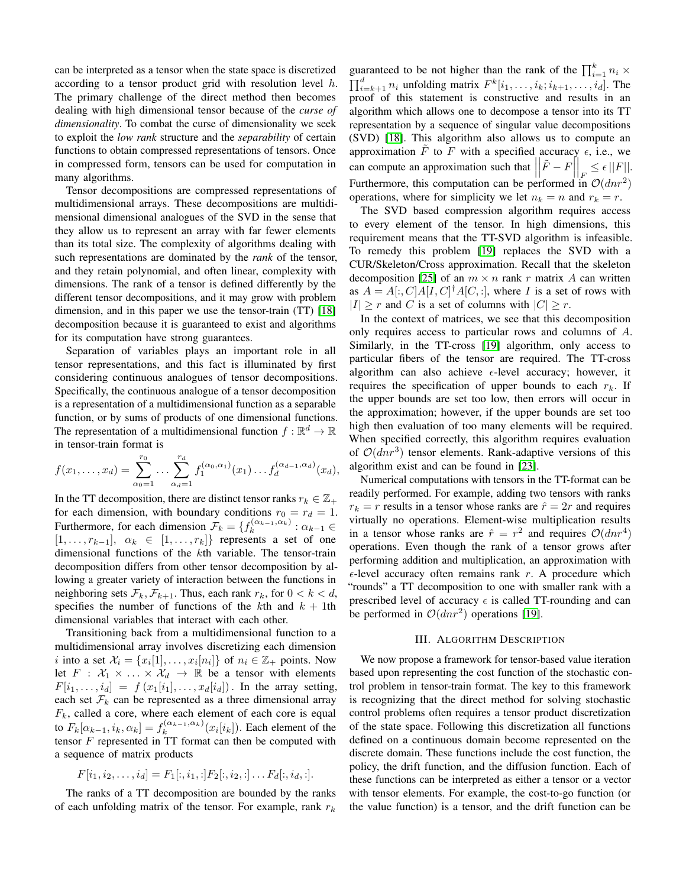can be interpreted as a tensor when the state space is discretized according to a tensor product grid with resolution level $h$. The primary challenge of the direct method then becomes dealing with high dimensional tensor because of the *curse of dimensionality*. To combat the curse of dimensionality we seek to exploit the *low rank* structure and the *separability* of certain functions to obtain compressed representations of tensors. Once in compressed form, tensors can be used for computation in many algorithms.

Tensor decompositions are compressed representations of multidimensional arrays. These decompositions are multidimensional dimensional analogues of the SVD in the sense that they allow us to represent an array with far fewer elements than its total size. The complexity of algorithms dealing with such representations are dominated by the *rank* of the tensor, and they retain polynomial, and often linear, complexity with dimensions. The rank of a tensor is defined differently by the different tensor decompositions, and it may grow with problem dimension, and in this paper we use the tensor-train (TT) [18] decomposition because it is guaranteed to exist and algorithms for its computation have strong guarantees.

Separation of variables plays an important role in all tensor representations, and this fact is illuminated by first considering continuous analogues of tensor decompositions. Specifically, the continuous analogue of a tensor decomposition is a representation of a multidimensional function as a separable function, or by sums of products of one dimensional functions. The representation of a multidimensional function $f : \mathbb{R}^d \to \mathbb{R}$ in tensor-train format is

$$f(x_1, \ldots, x_d) = \sum_{\alpha_0=1}^{r_0} \ldots \sum_{\alpha_d=1}^{r_d} f_1^{(\alpha_0,\alpha_1)}(x_1) \ldots f_d^{(\alpha_{d-1},\alpha_d)}(x_d),$$

In the TT decomposition, there are distinct tensor ranks $r_k \in \mathbb{Z}_+$ for each dimension, with boundary conditions $r_0 = r_d = 1$. Furthermore, for each dimension $\mathcal{F}_k = \{f_k^{(\alpha_{k-1},\alpha_k)} : \alpha_{k-1} \in [1, \ldots, r_{k-1}],\ \alpha_k \in [1, \ldots, r_k]\}$ represents a set of one dimensional functions of the $k$th variable. The tensor-train decomposition differs from other tensor decomposition by allowing a greater variety of interaction between the functions in neighboring sets $\mathcal{F}_k, \mathcal{F}_{k+1}$. Thus, each rank $r_k$, for $0 < k < d$, specifies the number of functions of the $k$th and $k+1$th dimensional variables that interact with each other.

Transitioning back from a multidimensional function to a multidimensional array involves discretizing each dimension $i$ into a set $\mathcal{X}_i = \{x_i[1], \ldots, x_i[n_i]\}$ of $n_i \in \mathbb{Z}_+$ points. Now let $F : \mathcal{X}_1 \times \ldots \times \mathcal{X}_d \to \mathbb{R}$ be a tensor with elements $F[i_1, \ldots, i_d] = f(x_1[i_1], \ldots, x_i[i_d])$. In the array setting, each set $\mathcal{F}_k$ can be represented as a three dimensional array $F_k$, called a core, where each element of each core is equal to $F_k[\alpha_{k-1}, i_k, \alpha_k] = f_k^{(\alpha_{k-1},\alpha_k)}(x_i[i_k])$. Each element of the tensor $F$ represented in TT format can then be computed with a sequence of matrix products

$$F[i_1, i_2, \ldots, i_d] = F_1[:, i_1, :]F_2[:, i_2, :] \ldots F_d[:, i_d, :].$$

The ranks of a TT decomposition are bounded by the ranks of each unfolding matrix of the tensor. For example, rank $r_k$ guaranteed to be not higher than the rank of the $\prod_{i=1}^{k} n_i \times \prod_{i=k+1}^{d} n_i$ unfolding matrix $F^k[i_1, \ldots, i_k; i_{k+1}, \ldots, i_d]$. The proof of this statement is constructive and results in an algorithm which allows one to decompose a tensor into its TT representation by a sequence of singular value decompositions (SVD) [18]. This algorithm also allows us to compute an approximation $\tilde{F}$ to $F$ with a specified accuracy $\epsilon$, i.e., we can compute an approximation such that $\left|\left|\tilde{F} - F\right|\right|_F \leq \epsilon \,||F||$. Furthermore, this computation can be performed in $\mathcal{O}(dnr^2)$ operations, where for simplicity we let $n_k = n$ and $r_k = r$.

The SVD based compression algorithm requires access to every element of the tensor. In high dimensions, this requirement means that the TT-SVD algorithm is infeasible. To remedy this problem [19] replaces the SVD with a CUR/Skeleton/Cross approximation. Recall that the skeleton decomposition [25] of an $m \times n$ rank $r$ matrix $A$ can written as $A = A[:, C]A[I, C]^{\dagger}A[C, :]$, where $I$ is a set of rows with $|I| \geq r$ and $C$ is a set of columns with $|C| \geq r$.

In the context of matrices, we see that this decomposition only requires access to particular rows and columns of $A$. Similarly, in the TT-cross [19] algorithm, only access to particular fibers of the tensor are required. The TT-cross algorithm can also achieve $\epsilon$-level accuracy; however, it requires the specification of upper bounds to each $r_k$. If the upper bounds are set too low, then errors will occur in the approximation; however, if the upper bounds are set too high then evaluation of too many elements will be required. When specified correctly, this algorithm requires evaluation of $\mathcal{O}(dnr^3)$ tensor elements. Rank-adaptive versions of this algorithm exist and can be found in [23].

Numerical computations with tensors in the TT-format can be readily performed. For example, adding two tensors with ranks $r_k = r$ results in a tensor whose ranks are $\hat{r} = 2r$ and requires virtually no operations. Element-wise multiplication results in a tensor whose ranks are $\hat{r} = r^2$ and requires $\mathcal{O}(dnr^4)$ operations. Even though the rank of a tensor grows after performing addition and multiplication, an approximation with $\epsilon$-level accuracy often remains rank $r$. A procedure which "rounds" a TT decomposition to one with smaller rank with a prescribed level of accuracy $\epsilon$ is called TT-rounding and can be performed in $\mathcal{O}(dnr^2)$ operations [19].

## III. Algorithm Description

We now propose a framework for tensor-based value iteration based upon representing the cost function of the stochastic control problem in tensor-train format. The key to this framework is recognizing that the direct method for solving stochastic control problems often requires a tensor product discretization of the state space. Following this discretization all functions defined on a continuous domain become represented on the discrete domain. These functions include the cost function, the policy, the drift function, and the diffusion function. Each of these functions can be interpreted as either a tensor or a vector with tensor elements. For example, the cost-to-go function (or the value function) is a tensor, and the drift function can be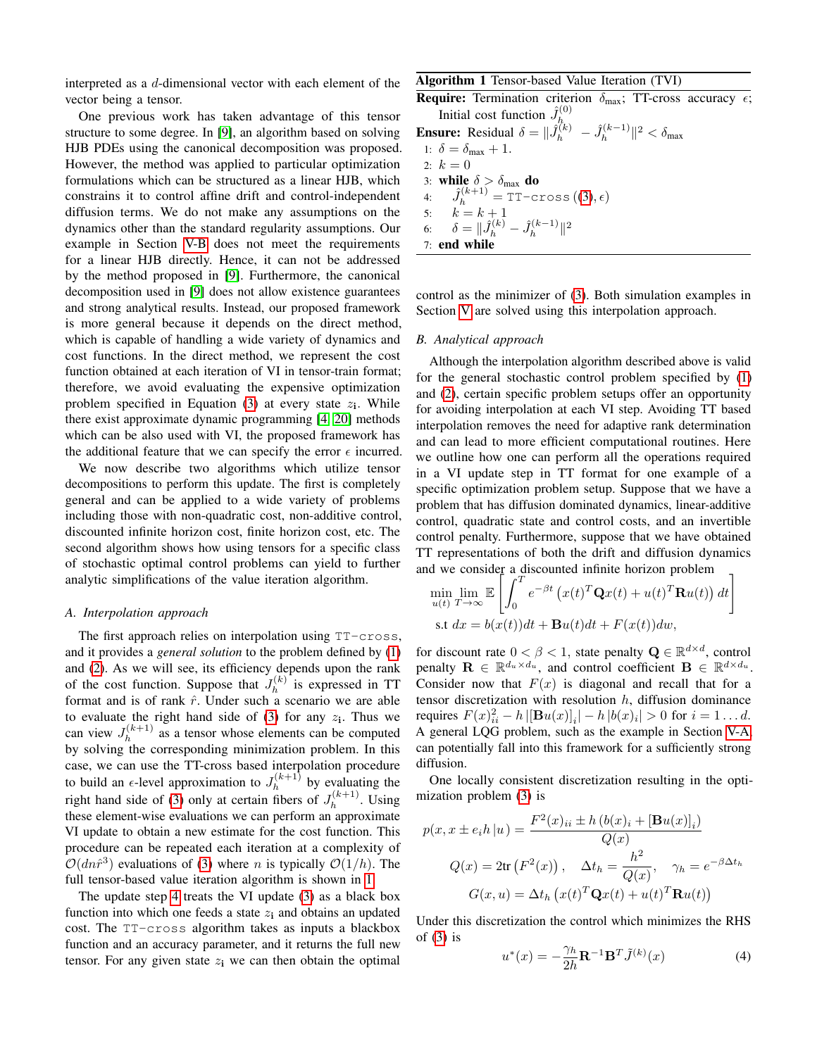interpreted as a $d$-dimensional vector with each element of the vector being a tensor.

One previous work has taken advantage of this tensor structure to some degree. In [9], an algorithm based on solving HJB PDEs using the canonical decomposition was proposed. However, the method was applied to particular optimization formulations which can be structured as a linear HJB, which constrains it to control affine drift and control-independent diffusion terms. We do not make any assumptions on the dynamics other than the standard regularity assumptions. Our example in Section V-B does not meet the requirements for a linear HJB directly. Hence, it can not be addressed by the method proposed in [9]. Furthermore, the canonical decomposition used in [9] does not allow existence guarantees and strong analytical results. Instead, our proposed framework is more general because it depends on the direct method, which is capable of handling a wide variety of dynamics and cost functions. In the direct method, we represent the cost function obtained at each iteration of VI in tensor-train format; therefore, we avoid evaluating the expensive optimization problem specified in Equation (3) at every state $z_{\mathbf{i}}$. While there exist approximate dynamic programming [4, 20] methods which can be also used with VI, the proposed framework has the additional feature that we can specify the error $\epsilon$ incurred.

We now describe two algorithms which utilize tensor decompositions to perform this update. The first is completely general and can be applied to a wide variety of problems including those with non-quadratic cost, non-additive control, discounted infinite horizon cost, finite horizon cost, etc. The second algorithm shows how using tensors for a specific class of stochastic optimal control problems can yield to further analytic simplifications of the value iteration algorithm.

## A. Interpolation approach

The first approach relies on interpolation using `TT-cross`, and it provides a *general solution* to the problem defined by (1) and (2). As we will see, its efficiency depends upon the rank of the cost function. Suppose that $J_h^{(k)}$ is expressed in TT format and is of rank $\hat{r}$. Under such a scenario we are able to evaluate the right hand side of (3) for any $z_{\mathbf{i}}$. Thus we can view $J_h^{(k+1)}$ as a tensor whose elements can be computed by solving the corresponding minimization problem. In this case, we can use the TT-cross based interpolation procedure to build an $\epsilon$-level approximation to $J_h^{(k+1)}$ by evaluating the right hand side of (3) only at certain fibers of $J_h^{(k+1)}$. Using these element-wise evaluations we can perform an approximate VI update to obtain a new estimate for the cost function. This procedure can be repeated at each iteration at a complexity of $\mathcal{O}(dn\hat{r}^3)$ evaluations of (3) where $n$ is typically $\mathcal{O}(1/h)$. The full tensor-based value iteration algorithm is shown in 1.

The update step 4 treats the VI update (3) as a black box function into which one feeds a state $z_{\mathbf{i}}$ and obtains an updated cost. The `TT-cross` algorithm takes as inputs a blackbox function and an accuracy parameter, and it returns the full new tensor. For any given state $z_{\mathbf{i}}$ we can then obtain the optimal control as the minimizer of (3). Both simulation examples in Section V are solved using this interpolation approach.

**Algorithm 1** Tensor-based Value Iteration (TVI)

**Require:** Termination criterion $\delta_{\max}$; TT-cross accuracy $\epsilon$; Initial cost function $\hat{J}_h^{(0)}$

**Ensure:** Residual $\delta = \|\hat{J}_h^{(k)} - \hat{J}_h^{(k-1)}\|^2 < \delta_{\max}$

1: $\delta = \delta_{\max} + 1.$
2: $k = 0$
3: **while** $\delta > \delta_{\max}$ **do**
4: $\quad \hat{J}_h^{(k+1)} = $ `TT-cross` ((3), $\epsilon$)
5: $\quad k = k + 1$
6: $\quad \delta = \|\hat{J}_h^{(k)} - \hat{J}_h^{(k-1)}\|^2$
7: **end while**

## B. Analytical approach

Although the interpolation algorithm described above is valid for the general stochastic control problem specified by (1) and (2), certain specific problem setups offer an opportunity for avoiding interpolation at each VI step. Avoiding TT based interpolation removes the need for adaptive rank determination and can lead to more efficient computational routines. Here we outline how one can perform all the operations required in a VI update step in TT format for one example of a specific optimization problem setup. Suppose that we have a problem that has diffusion dominated dynamics, linear-additive control, quadratic state and control costs, and an invertible control penalty. Furthermore, suppose that we have obtained TT representations of both the drift and diffusion dynamics and we consider a discounted infinite horizon problem

$$
\begin{aligned}
&\min_{u(t)} \lim_{T \to \infty} \mathbb{E}\left[\int_0^T e^{-\beta t}\left(x(t)^T \mathbf{Q} x(t) + u(t)^T \mathbf{R} u(t)\right) dt\right] \\
&\text{s.t } dx = b(x(t))dt + \mathbf{B}u(t)dt + F(x(t))dw,
\end{aligned}
$$

for discount rate $0 < \beta < 1$, state penalty $\mathbf{Q} \in \mathbb{R}^{d \times d}$, control penalty $\mathbf{R} \in \mathbb{R}^{d_u \times d_u}$, and control coefficient $\mathbf{B} \in \mathbb{R}^{d \times d_u}$. Consider now that $F(x)$ is diagonal and recall that for a tensor discretization with resolution $h$, diffusion dominance requires $F(x)_{ii}^2 - h\left|[\mathbf{B}u(x)]_i\right| - h\left|b(x)_i\right| > 0$ for $i = 1 \ldots d$. A general LQG problem, such as the example in Section V-A, can potentially fall into this framework for a sufficiently strong diffusion.

One locally consistent discretization resulting in the optimization problem (3) is

$$
\begin{aligned}
p(x, x \pm e_i h \,|u) &= \frac{F^2(x)_{ii} \pm h\left(b(x)_i + [\mathbf{B}u(x)]_i\right)}{Q(x)} \\
Q(x) = 2\mathrm{tr}\left(F^2(x)\right)&, \quad \Delta t_h = \frac{h^2}{Q(x)}, \quad \gamma_h = e^{-\beta \Delta t_h} \\
G(x, u) &= \Delta t_h \left(x(t)^T \mathbf{Q} x(t) + u(t)^T \mathbf{R} u(t)\right)
\end{aligned}
$$

Under this discretization the control which minimizes the RHS of (3) is

$$
u^*(x) = -\frac{\gamma_h}{2h} \mathbf{R}^{-1} \mathbf{B}^T \tilde{J}^{(k)}(x) \tag{4}
$$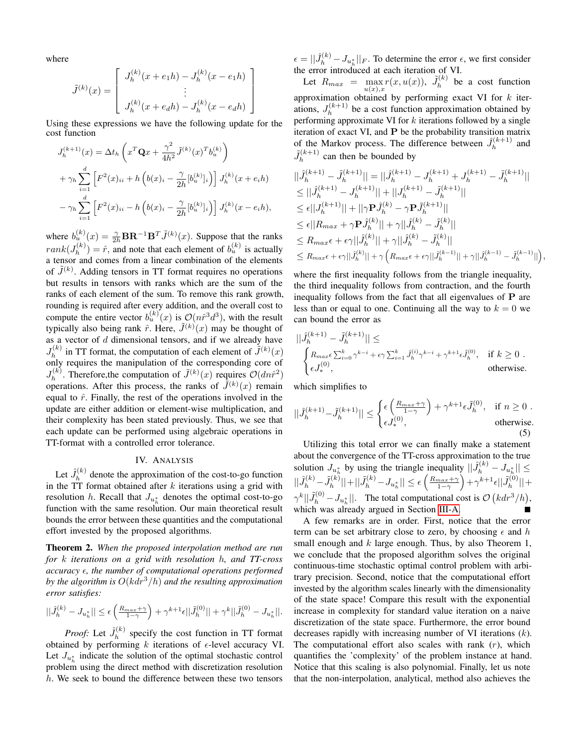where

$$\tilde{J}^{(k)}(x) = \begin{bmatrix} J_h^{(k)}(x+e_1 h) - J_h^{(k)}(x-e_1 h) \\ \vdots \\ J_h^{(k)}(x+e_d h) - J_h^{(k)}(x-e_d h) \end{bmatrix}$$

Using these expressions we have the following update for the cost function

$$\begin{aligned} J_h^{(k+1)}(x) &= \Delta t_h \left( x^T \mathbf{Q} x + \frac{\gamma^2}{4h^2} \tilde{J}^{(k)}(x)^T b_u^{(k)} \right) \\ &+ \gamma_h \sum_{i=1}^{d} \left[ F^2(x)_{ii} + h\left( b(x)_i - \frac{\gamma}{2h}[b_u^{(k)}]_i \right) \right] J_h^{(k)}(x+e_i h) \\ &- \gamma_h \sum_{i=1}^{d} \left[ F^2(x)_{ii} - h\left( b(x)_i - \frac{\gamma}{2h}[b_u^{(k)}]_i \right) \right] J_h^{(k)}(x-e_i h), \end{aligned}$$

where $b_u^{(k)}(x) = \frac{\gamma}{2h}\mathbf{B}\mathbf{R}^{-1}\mathbf{B}^T \tilde{J}^{(k)}(x)$. Suppose that the ranks $rank(J_h^{(k)}) = \hat{r}$, and note that each element of $b_u^{(k)}$ is actually a tensor and comes from a linear combination of the elements of $\tilde{J}^{(k)}$. Adding tensors in TT format requires no operations but results in tensors with ranks which are the sum of the ranks of each element of the sum. To remove this rank growth, rounding is required after every addition, and the overall cost to compute the entire vector $b_u^{(k)}(x)$ is $\mathcal{O}(n\hat{r}^3 d^3)$, with the result typically also being rank $\hat{r}$. Here, $\tilde{J}^{(k)}(x)$ may be thought of as a vector of $d$ dimensional tensors, and if we already have $J_h^{(k)}$ in TT format, the computation of each element of $\tilde{J}^{(k)}(x)$ only requires the manipulation of the corresponding core of $J_h^{(k)}$. Therefore,the computation of $\tilde{J}^{(k)}(x)$ requires $\mathcal{O}(dn\hat{r}^2)$ operations. After this process, the ranks of $\tilde{J}^{(k)}(x)$ remain equal to $\hat{r}$. Finally, the rest of the operations involved in the update are either addition or element-wise multiplication, and their complexity has been stated previously. Thus, we see that each update can be performed using algebraic operations in TT-format with a controlled error tolerance.

## IV. Analysis

Let $\hat{J}_h^{(k)}$ denote the approximation of the cost-to-go function in the TT format obtained after $k$ iterations using a grid with resolution $h$. Recall that $J_{u_h^*}$ denotes the optimal cost-to-go function with the same resolution. Our main theoretical result bounds the error between these quantities and the computational effort invested by the proposed algorithms.

**Theorem 2.** *When the proposed interpolation method are run for $k$ iterations on a grid with resolution $h$, and TT-cross accuracy $\epsilon$, the number of computational operations performed by the algorithm is $O(kdr^3/h)$ and the resulting approximation error satisfies:*

$$||\hat{J}_h^{(k)} - J_{u_h^*}|| \leq \epsilon\left(\frac{R_{max}+\gamma}{1-\gamma}\right) + \gamma^{k+1}\epsilon||\tilde{J}_h^{(0)}|| + \gamma^k||\tilde{J}_h^{(0)} - J_{u_h^*}||.$$

*Proof:* Let $\hat{J}_h^{(k)}$ specify the cost function in TT format obtained by performing $k$ iterations of $\epsilon$-level accuracy VI. Let $J_{u_h^*}$ indicate the solution of the optimal stochastic control problem using the direct method with discretization resolution $h$. We seek to bound the difference between these two tensors $\epsilon = ||\hat{J}_h^{(k)} - J_{u_h^*}||_F$. To determine the error $\epsilon$, we first consider the error introduced at each iteration of VI.

Let $R_{max} = \max_{u(x),x} r(x,u(x))$, $\tilde{J}_h^{(k)}$ be a cost function approximation obtained by performing exact VI for $k$ iterations, $J_h^{(k+1)}$ be a cost function approximation obtained by performing approximate VI for $k$ iterations followed by a single iteration of exact VI, and $\mathbf{P}$ be the probability transition matrix of the Markov process. The difference between $\hat{J}_h^{(k+1)}$ and $\tilde{J}_h^{(k+1)}$ can then be bounded by

$$\begin{aligned} &||\hat{J}_h^{(k+1)} - \tilde{J}_h^{(k+1)}|| = ||\hat{J}_h^{(k+1)} - J_h^{(k+1)} + J_h^{(k+1)} - \tilde{J}_h^{(k+1)}|| \\ &\leq ||\hat{J}_h^{(k+1)} - J_h^{(k+1)}|| + ||J_h^{(k+1)} - \tilde{J}_h^{(k+1)}|| \\ &\leq \epsilon||J_h^{(k+1)}|| + ||\gamma\mathbf{P}\hat{J}_h^{(k)} - \gamma\mathbf{P}\tilde{J}_h^{(k+1)}|| \\ &\leq \epsilon||R_{max} + \gamma\mathbf{P}\hat{J}_h^{(k)}|| + \gamma||\hat{J}_h^{(k)} - \tilde{J}_h^{(k)}|| \\ &\leq R_{max}\epsilon + \epsilon\gamma||\hat{J}_h^{(k)}|| + \gamma||\hat{J}_h^{(k)} - \tilde{J}_h^{(k)}|| \\ &\leq R_{max}\epsilon + \epsilon\gamma||\hat{J}_h^{(k)}|| + \gamma\left(R_{max}\epsilon + \epsilon\gamma||\hat{J}_h^{(k-1)}|| + \gamma||\hat{J}_h^{(k-1)} - \tilde{J}_h^{(k-1)}||\right), \end{aligned}$$

where the first inequality follows from the triangle inequality, the third inequality follows from contraction, and the fourth inequality follows from the fact that all eigenvalues of $\mathbf{P}$ are less than or equal to one. Continuing all the way to $k = 0$ we can bound the error as

$$||\hat{J}_h^{(k+1)} - \tilde{J}_h^{(k+1)}|| \leq \begin{cases} R_{max}\epsilon\sum_{i=0}^{k}\gamma^{k-i} + \epsilon\gamma\sum_{i=1}^{k}\hat{J}_h^{(i)}\gamma^{k-i} + \gamma^{k+1}\epsilon\tilde{J}_h^{(0)}, & \text{if } k \geq 0 \\ \epsilon J_*^{(0)}, & \text{otherwise.} \end{cases}$$

which simplifies to

$$||\hat{J}_h^{(k+1)} - \tilde{J}_h^{(k+1)}|| \leq \begin{cases} \epsilon\left(\frac{R_{max}+\gamma}{1-\gamma}\right) + \gamma^{k+1}\epsilon\tilde{J}_h^{(0)}, & \text{if } n \geq 0 \\ \epsilon J_*^{(0)}, & \text{otherwise.} \end{cases} \tag{5}$$

Utilizing this total error we can finally make a statement about the convergence of the TT-cross approximation to the true solution $J_{u_h^*}$ by using the triangle inequality $||\hat{J}_h^{(k)} - J_{u_h^*}|| \leq ||\hat{J}_h^{(k)} - \tilde{J}_h^{(k)}|| + ||\tilde{J}_h^{(k)} - J_{u_h^*}|| \leq \epsilon\left(\frac{R_{max}+\gamma}{1-\gamma}\right) + \gamma^{k+1}\epsilon||\tilde{J}_h^{(0)}|| + \gamma^k||\tilde{J}_h^{(0)} - J_{u_h^*}||$. The total computational cost is $\mathcal{O}\left(kdr^3/h\right)$, which was already argued in Section III-A. ■

A few remarks are in order. First, notice that the error term can be set arbitrary close to zero, by choosing $\epsilon$ and $h$ small enough and $k$ large enough. Thus, by also Theorem 1, we conclude that the proposed algorithm solves the original continuous-time stochastic optimal control problem with arbitrary precision. Second, notice that the computational effort invested by the algorithm scales linearly with the dimensionality of the state space! Compare this result with the exponential increase in complexity for standard value iteration on a naive discretization of the state space. Furthermore, the error bound decreases rapidly with increasing number of VI iterations ($k$). The computational effort also scales with rank ($r$), which quantifies the 'complexity' of the problem instance at hand. Notice that this scaling is also polynomial. Finally, let us note that the non-interpolation, analytical, method also achieves the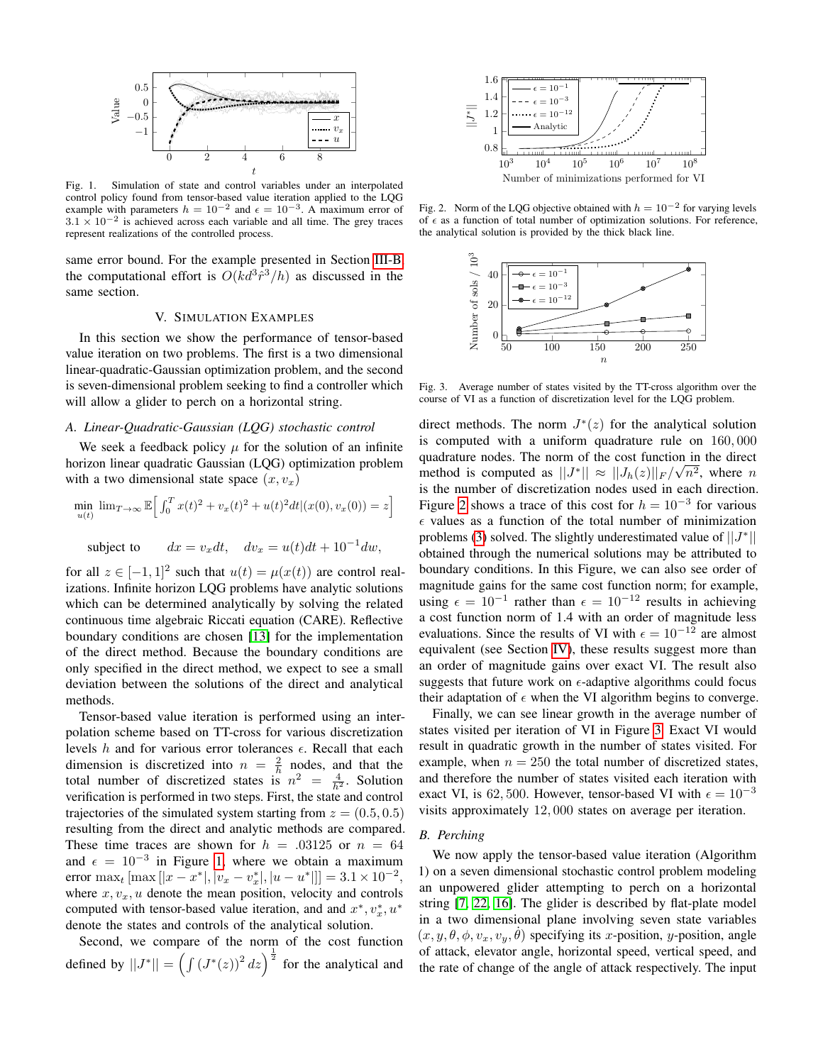Fig. 1. Simulation of state and control variables under an interpolated control policy found from tensor-based value iteration applied to the LQG example with parameters $h = 10^{-2}$ and $\epsilon = 10^{-3}$. A maximum error of $3.1 \times 10^{-2}$ is achieved across each variable and all time. The grey traces represent realizations of the controlled process.

same error bound. For the example presented in Section III-B the computational effort is $O(kd^3\hat{r}^3/h)$ as discussed in the same section.

## V. Simulation Examples

In this section we show the performance of tensor-based value iteration on two problems. The first is a two dimensional linear-quadratic-Gaussian optimization problem, and the second is seven-dimensional problem seeking to find a controller which will allow a glider to perch on a horizontal string.

### A. Linear-Quadratic-Gaussian (LQG) stochastic control

We seek a feedback policy $\mu$ for the solution of an infinite horizon linear quadratic Gaussian (LQG) optimization problem with a two dimensional state space $(x, v_x)$

$$\min_{u(t)} \lim_{T\to\infty} \mathbb{E}\Big[\int_0^T x(t)^2 + v_x(t)^2 + u(t)^2 dt | (x(0), v_x(0)) = z\Big]$$

$$\text{subject to} \qquad dx = v_x dt, \quad dv_x = u(t)dt + 10^{-1}dw,$$

for all $z \in [-1, 1]^2$ such that $u(t) = \mu(x(t))$ are control realizations. Infinite horizon LQG problems have analytic solutions which can be determined analytically by solving the related continuous time algebraic Riccati equation (CARE). Reflective boundary conditions are chosen [13] for the implementation of the direct method. Because the boundary conditions are only specified in the direct method, we expect to see a small deviation between the solutions of the direct and analytical methods.

Tensor-based value iteration is performed using an interpolation scheme based on TT-cross for various discretization levels $h$ and for various error tolerances $\epsilon$. Recall that each dimension is discretized into $n = \frac{2}{h}$ nodes, and that the total number of discretized states is $n^2 = \frac{4}{h^2}$. Solution verification is performed in two steps. First, the state and control trajectories of the simulated system starting from $z = (0.5, 0.5)$ resulting from the direct and analytic methods are compared. These time traces are shown for $h = .03125$ or $n = 64$ and $\epsilon = 10^{-3}$ in Figure 1, where we obtain a maximum error $\max_t [\max[|x - x^*|, |v_x - v_x^*|, |u - u^*|]] = 3.1 \times 10^{-2}$, where $x, v_x, u$ denote the mean position, velocity and controls computed with tensor-based value iteration, and and $x^*, v_x^*, u^*$ denote the states and controls of the analytical solution.

Second, we compare of the norm of the cost function defined by $||J^*|| = \left(\int (J^*(z))^2 dz\right)^{\frac{1}{2}}$ for the analytical and direct methods. The norm $J^*(z)$ for the analytical solution is computed with a uniform quadrature rule on $160,000$ quadrature nodes. The norm of the cost function in the direct method is computed as $||J^*|| \approx ||J_h(z)||_F/\sqrt{n^2}$, where $n$ is the number of discretization nodes used in each direction. Figure 2 shows a trace of this cost for $h = 10^{-3}$ for various $\epsilon$ values as a function of the total number of minimization problems (3) solved. The slightly underestimated value of $||J^*||$ obtained through the numerical solutions may be attributed to boundary conditions. In this Figure, we can also see order of magnitude gains for the same cost function norm; for example, using $\epsilon = 10^{-1}$ rather than $\epsilon = 10^{-12}$ results in achieving a cost function norm of 1.4 with an order of magnitude less evaluations. Since the results of VI with $\epsilon = 10^{-12}$ are almost equivalent (see Section IV), these results suggest more than an order of magnitude gains over exact VI. The result also suggests that future work on $\epsilon$-adaptive algorithms could focus their adaptation of $\epsilon$ when the VI algorithm begins to converge.

Fig. 2. Norm of the LQG objective obtained with $h = 10^{-2}$ for varying levels of $\epsilon$ as a function of total number of optimization solutions. For reference, the analytical solution is provided by the thick black line.

Fig. 3. Average number of states visited by the TT-cross algorithm over the course of VI as a function of discretization level for the LQG problem.

Finally, we can see linear growth in the average number of states visited per iteration of VI in Figure 3. Exact VI would result in quadratic growth in the number of states visited. For example, when $n = 250$ the total number of discretized states, and therefore the number of states visited each iteration with exact VI, is $62,500$. However, tensor-based VI with $\epsilon = 10^{-3}$ visits approximately $12,000$ states on average per iteration.

### B. Perching

We now apply the tensor-based value iteration (Algorithm 1) on a seven dimensional stochastic control problem modeling an unpowered glider attempting to perch on a horizontal string [7, 22, 16]. The glider is described by flat-plate model in a two dimensional plane involving seven state variables $(x, y, \theta, \phi, v_x, v_y, \dot{\theta})$ specifying its $x$-position, $y$-position, angle of attack, elevator angle, horizontal speed, vertical speed, and the rate of change of the angle of attack respectively. The input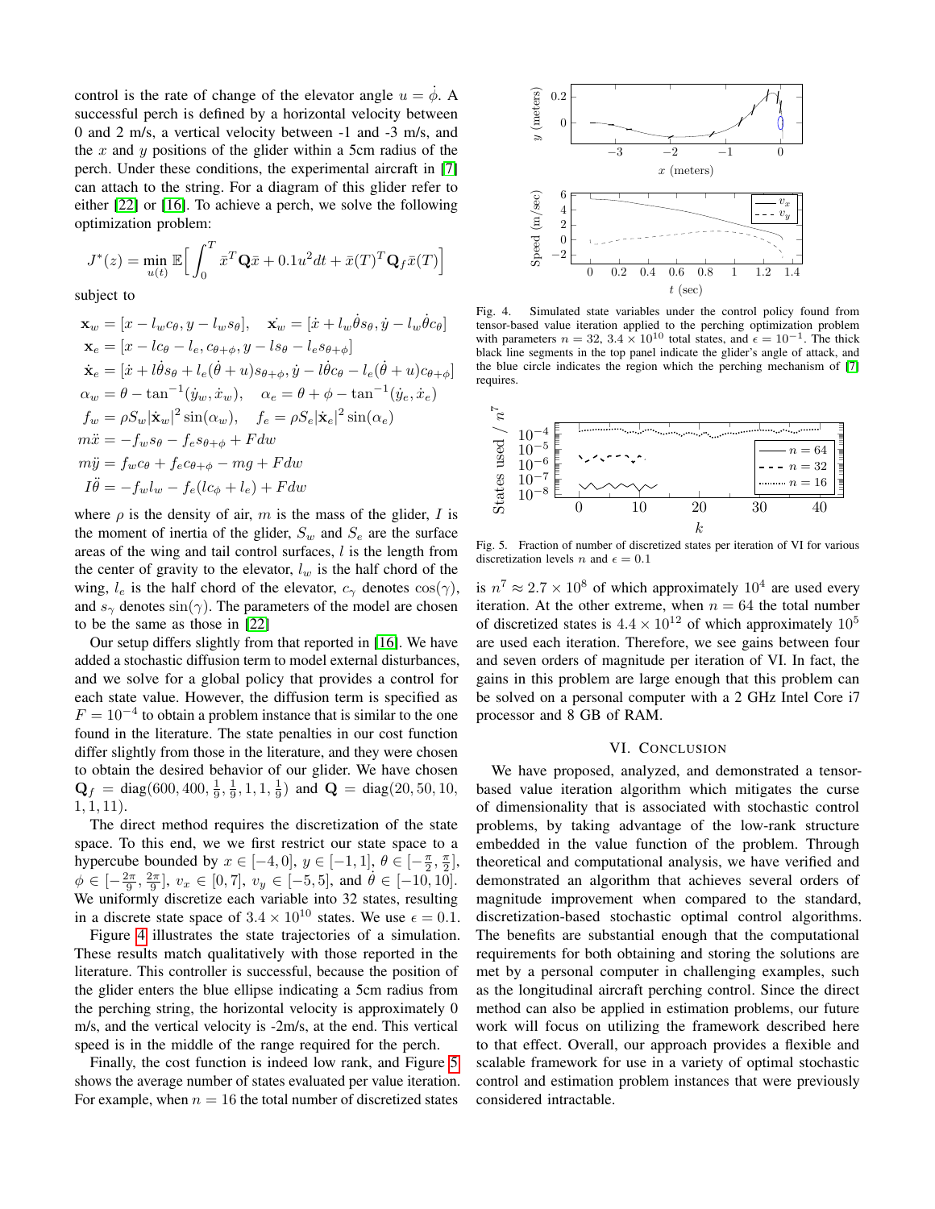control is the rate of change of the elevator angle $u = \dot{\phi}$. A successful perch is defined by a horizontal velocity between 0 and 2 m/s, a vertical velocity between -1 and -3 m/s, and the $x$ and $y$ positions of the glider within a 5cm radius of the perch. Under these conditions, the experimental aircraft in [7] can attach to the string. For a diagram of this glider refer to either [22] or [16]. To achieve a perch, we solve the following optimization problem:

$$J^*(z) = \min_{u(t)} \mathbb{E}\Big[\int_0^T \bar{x}^T \mathbf{Q}\bar{x} + 0.1u^2 dt + \bar{x}(T)^T \mathbf{Q}_f \bar{x}(T)\Big]$$

subject to

$$\begin{aligned}
&\mathbf{x}_w = [x - l_w c_\theta, y - l_w s_\theta], \quad \dot{\mathbf{x}_w} = [\dot{x} + l_w \dot{\theta} s_\theta, \dot{y} - l_w \dot{\theta} c_\theta] \\
&\mathbf{x}_e = [x - l c_\theta - l_e, c_{\theta+\phi}, y - l s_\theta - l_e s_{\theta+\phi}] \\
&\dot{\mathbf{x}}_e = [\dot{x} + l\dot{\theta}s_\theta + l_e(\dot{\theta}+u)s_{\theta+\phi}, \dot{y} - l\dot{\theta}c_\theta - l_e(\dot{\theta}+u)c_{\theta+\phi}] \\
&\alpha_w = \theta - \tan^{-1}(\dot{y}_w, \dot{x}_w), \quad \alpha_e = \theta + \phi - \tan^{-1}(\dot{y}_e, \dot{x}_e) \\
&f_w = \rho S_w |\dot{\mathbf{x}}_w|^2 \sin(\alpha_w), \quad f_e = \rho S_e |\dot{\mathbf{x}}_e|^2 \sin(\alpha_e) \\
&m\ddot{x} = -f_w s_\theta - f_e s_{\theta+\phi} + F dw \\
&m\ddot{y} = f_w c_\theta + f_e c_{\theta+\phi} - mg + F dw \\
&I\ddot{\theta} = -f_w l_w - f_e(l c_\phi + l_e) + F dw
\end{aligned}$$

where $\rho$ is the density of air, $m$ is the mass of the glider, $I$ is the moment of inertia of the glider, $S_w$ and $S_e$ are the surface areas of the wing and tail control surfaces, $l$ is the length from the center of gravity to the elevator, $l_w$ is the half chord of the wing, $l_e$ is the half chord of the elevator, $c_\gamma$ denotes $\cos(\gamma)$, and $s_\gamma$ denotes $\sin(\gamma)$. The parameters of the model are chosen to be the same as those in [22]

Our setup differs slightly from that reported in [16]. We have added a stochastic diffusion term to model external disturbances, and we solve for a global policy that provides a control for each state value. However, the diffusion term is specified as $F = 10^{-4}$ to obtain a problem instance that is similar to the one found in the literature. The state penalties in our cost function differ slightly from those in the literature, and they were chosen to obtain the desired behavior of our glider. We have chosen $\mathbf{Q}_f = \text{diag}(600, 400, \frac{1}{9}, \frac{1}{9}, 1, 1, \frac{1}{9})$ and $\mathbf{Q} = \text{diag}(20, 50, 10, 1, 1, 11)$.

The direct method requires the discretization of the state space. To this end, we we first restrict our state space to a hypercube bounded by $x \in [-4, 0]$, $y \in [-1, 1]$, $\theta \in [-\frac{\pi}{2}, \frac{\pi}{2}]$, $\phi \in [-\frac{2\pi}{9}, \frac{2\pi}{9}]$, $v_x \in [0, 7]$, $v_y \in [-5, 5]$, and $\dot{\theta} \in [-10, 10]$. We uniformly discretize each variable into 32 states, resulting in a discrete state space of $3.4 \times 10^{10}$ states. We use $\epsilon = 0.1$.

Figure 4 illustrates the state trajectories of a simulation. These results match qualitatively with those reported in the literature. This controller is successful, because the position of the glider enters the blue ellipse indicating a 5cm radius from the perching string, the horizontal velocity is approximately 0 m/s, and the vertical velocity is -2m/s, at the end. This vertical speed is in the middle of the range required for the perch.

Finally, the cost function is indeed low rank, and Figure 5 shows the average number of states evaluated per value iteration. For example, when $n = 16$ the total number of discretized states is $n^7 \approx 2.7 \times 10^8$ of which approximately $10^4$ are used every iteration. At the other extreme, when $n = 64$ the total number of discretized states is $4.4 \times 10^{12}$ of which approximately $10^5$ are used each iteration. Therefore, we see gains between four and seven orders of magnitude per iteration of VI. In fact, the gains in this problem are large enough that this problem can be solved on a personal computer with a 2 GHz Intel Core i7 processor and 8 GB of RAM.

Fig. 4. Simulated state variables under the control policy found from tensor-based value iteration applied to the perching optimization problem with parameters $n = 32$, $3.4 \times 10^{10}$ total states, and $\epsilon = 10^{-1}$. The thick black line segments in the top panel indicate the glider's angle of attack, and the blue circle indicates the region which the perching mechanism of [7] requires.

Fig. 5. Fraction of number of discretized states per iteration of VI for various discretization levels $n$ and $\epsilon = 0.1$

## VI. Conclusion

We have proposed, analyzed, and demonstrated a tensor-based value iteration algorithm which mitigates the curse of dimensionality that is associated with stochastic control problems, by taking advantage of the low-rank structure embedded in the value function of the problem. Through theoretical and computational analysis, we have verified and demonstrated an algorithm that achieves several orders of magnitude improvement when compared to the standard, discretization-based stochastic optimal control algorithms. The benefits are substantial enough that the computational requirements for both obtaining and storing the solutions are met by a personal computer in challenging examples, such as the longitudinal aircraft perching control. Since the direct method can also be applied in estimation problems, our future work will focus on utilizing the framework described here to that effect. Overall, our approach provides a flexible and scalable framework for use in a variety of optimal stochastic control and estimation problem instances that were previously considered intractable.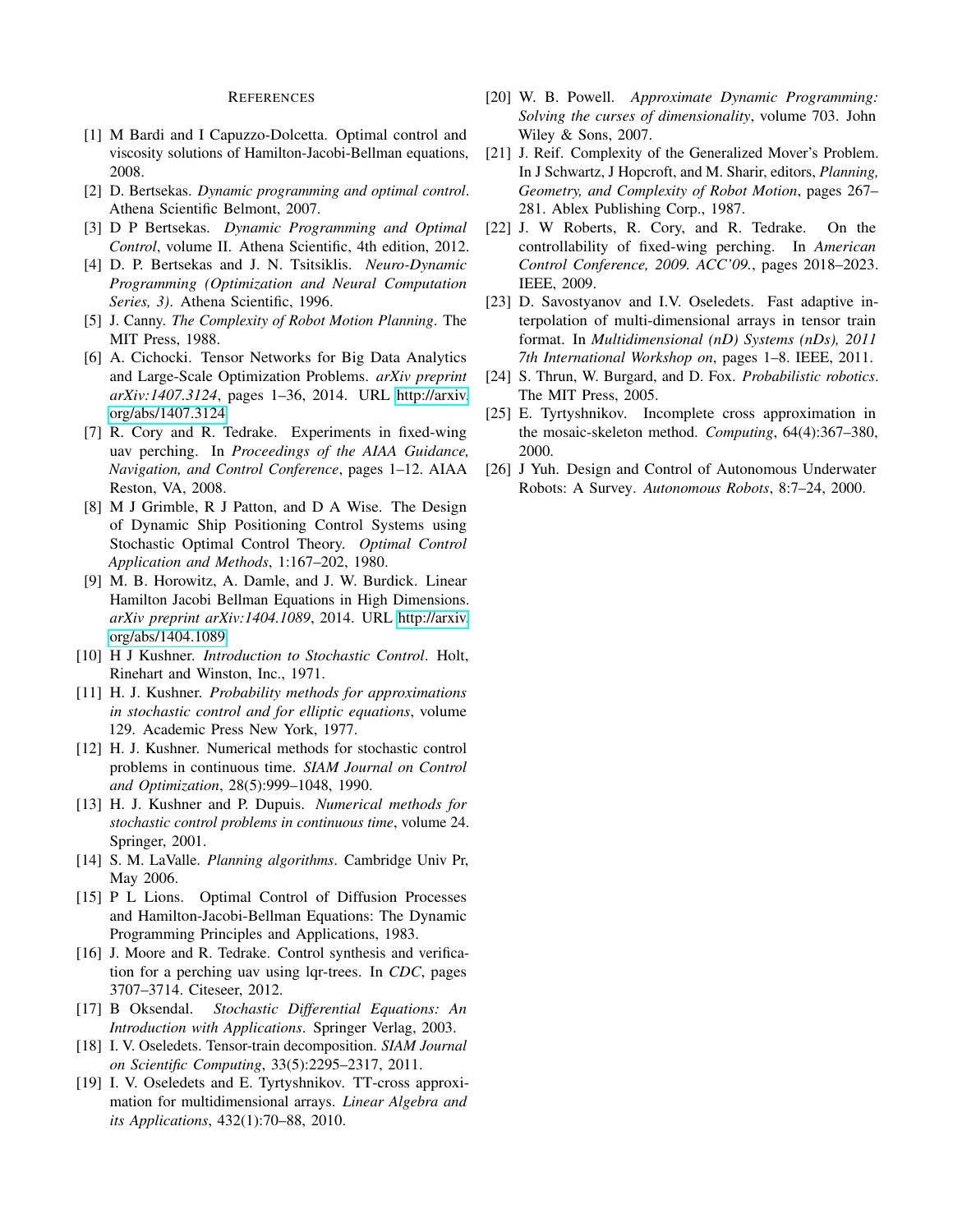## REFERENCES

[1] M Bardi and I Capuzzo-Dolcetta. Optimal control and viscosity solutions of Hamilton-Jacobi-Bellman equations, 2008.

[2] D. Bertsekas. *Dynamic programming and optimal control*. Athena Scientific Belmont, 2007.

[3] D P Bertsekas. *Dynamic Programming and Optimal Control*, volume II. Athena Scientific, 4th edition, 2012.

[4] D. P. Bertsekas and J. N. Tsitsiklis. *Neuro-Dynamic Programming (Optimization and Neural Computation Series, 3)*. Athena Scientific, 1996.

[5] J. Canny. *The Complexity of Robot Motion Planning*. The MIT Press, 1988.

[6] A. Cichocki. Tensor Networks for Big Data Analytics and Large-Scale Optimization Problems. *arXiv preprint arXiv:1407.3124*, pages 1–36, 2014. URL http://arxiv.org/abs/1407.3124.

[7] R. Cory and R. Tedrake. Experiments in fixed-wing uav perching. In *Proceedings of the AIAA Guidance, Navigation, and Control Conference*, pages 1–12. AIAA Reston, VA, 2008.

[8] M J Grimble, R J Patton, and D A Wise. The Design of Dynamic Ship Positioning Control Systems using Stochastic Optimal Control Theory. *Optimal Control Application and Methods*, 1:167–202, 1980.

[9] M. B. Horowitz, A. Damle, and J. W. Burdick. Linear Hamilton Jacobi Bellman Equations in High Dimensions. *arXiv preprint arXiv:1404.1089*, 2014. URL http://arxiv.org/abs/1404.1089.

[10] H J Kushner. *Introduction to Stochastic Control*. Holt, Rinehart and Winston, Inc., 1971.

[11] H. J. Kushner. *Probability methods for approximations in stochastic control and for elliptic equations*, volume 129. Academic Press New York, 1977.

[12] H. J. Kushner. Numerical methods for stochastic control problems in continuous time. *SIAM Journal on Control and Optimization*, 28(5):999–1048, 1990.

[13] H. J. Kushner and P. Dupuis. *Numerical methods for stochastic control problems in continuous time*, volume 24. Springer, 2001.

[14] S. M. LaValle. *Planning algorithms*. Cambridge Univ Pr, May 2006.

[15] P L Lions. Optimal Control of Diffusion Processes and Hamilton-Jacobi-Bellman Equations: The Dynamic Programming Principles and Applications, 1983.

[16] J. Moore and R. Tedrake. Control synthesis and verification for a perching uav using lqr-trees. In *CDC*, pages 3707–3714. Citeseer, 2012.

[17] B Oksendal. *Stochastic Differential Equations: An Introduction with Applications*. Springer Verlag, 2003.

[18] I. V. Oseledets. Tensor-train decomposition. *SIAM Journal on Scientific Computing*, 33(5):2295–2317, 2011.

[19] I. V. Oseledets and E. Tyrtyshnikov. TT-cross approximation for multidimensional arrays. *Linear Algebra and its Applications*, 432(1):70–88, 2010.

[20] W. B. Powell. *Approximate Dynamic Programming: Solving the curses of dimensionality*, volume 703. John Wiley & Sons, 2007.

[21] J. Reif. Complexity of the Generalized Mover's Problem. In J Schwartz, J Hopcroft, and M. Sharir, editors, *Planning, Geometry, and Complexity of Robot Motion*, pages 267–281. Ablex Publishing Corp., 1987.

[22] J. W Roberts, R. Cory, and R. Tedrake. On the controllability of fixed-wing perching. In *American Control Conference, 2009. ACC'09.*, pages 2018–2023. IEEE, 2009.

[23] D. Savostyanov and I.V. Oseledets. Fast adaptive interpolation of multi-dimensional arrays in tensor train format. In *Multidimensional (nD) Systems (nDs), 2011 7th International Workshop on*, pages 1–8. IEEE, 2011.

[24] S. Thrun, W. Burgard, and D. Fox. *Probabilistic robotics*. The MIT Press, 2005.

[25] E. Tyrtyshnikov. Incomplete cross approximation in the mosaic-skeleton method. *Computing*, 64(4):367–380, 2000.

[26] J Yuh. Design and Control of Autonomous Underwater Robots: A Survey. *Autonomous Robots*, 8:7–24, 2000.